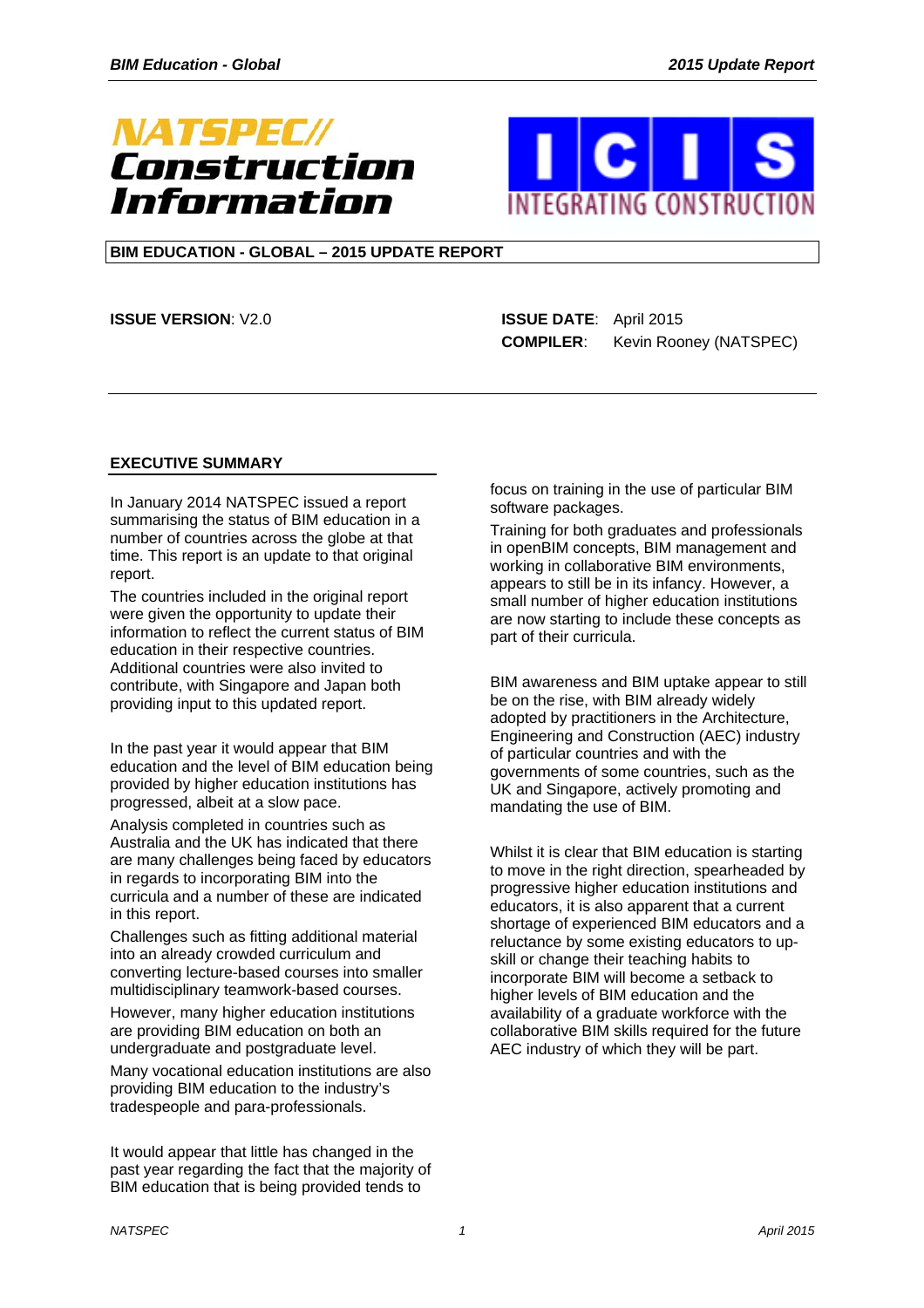NATSPEC// Construction Information

ICIS INTEGRATING CONSTRUCTION

# BIM EDUCATION - GLOBAL – 2015 UPDATE REPORT

**ISSUE VERSION**: V2.0

**ISSUE DATE**: April 2015

**COMPILER**: Kevin Rooney (NATSPEC)

## EXECUTIVE SUMMARY

In January 2014 NATSPEC issued a report summarising the status of BIM education in a number of countries across the globe at that time. This report is an update to that original report.

The countries included in the original report were given the opportunity to update their information to reflect the current status of BIM education in their respective countries. Additional countries were also invited to contribute, with Singapore and Japan both providing input to this updated report.

In the past year it would appear that BIM education and the level of BIM education being provided by higher education institutions has progressed, albeit at a slow pace.

Analysis completed in countries such as Australia and the UK has indicated that there are many challenges being faced by educators in regards to incorporating BIM into the curricula and a number of these are indicated in this report.

Challenges such as fitting additional material into an already crowded curriculum and converting lecture-based courses into smaller multidisciplinary teamwork-based courses.

However, many higher education institutions are providing BIM education on both an undergraduate and postgraduate level.

Many vocational education institutions are also providing BIM education to the industry's tradespeople and para-professionals.

It would appear that little has changed in the past year regarding the fact that the majority of BIM education that is being provided tends to focus on training in the use of particular BIM software packages.

Training for both graduates and professionals in openBIM concepts, BIM management and working in collaborative BIM environments, appears to still be in its infancy. However, a small number of higher education institutions are now starting to include these concepts as part of their curricula.

BIM awareness and BIM uptake appear to still be on the rise, with BIM already widely adopted by practitioners in the Architecture, Engineering and Construction (AEC) industry of particular countries and with the governments of some countries, such as the UK and Singapore, actively promoting and mandating the use of BIM.

Whilst it is clear that BIM education is starting to move in the right direction, spearheaded by progressive higher education institutions and educators, it is also apparent that a current shortage of experienced BIM educators and a reluctance by some existing educators to up-skill or change their teaching habits to incorporate BIM will become a setback to higher levels of BIM education and the availability of a graduate workforce with the collaborative BIM skills required for the future AEC industry of which they will be part.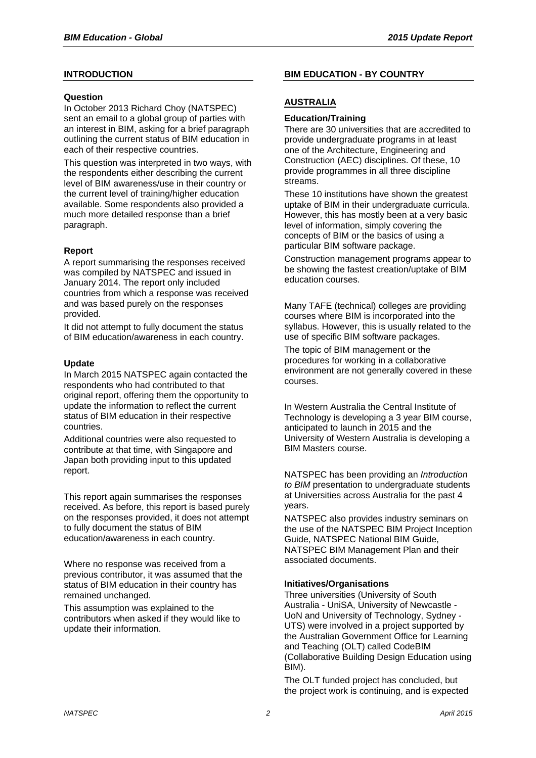## INTRODUCTION

### Question

In October 2013 Richard Choy (NATSPEC) sent an email to a global group of parties with an interest in BIM, asking for a brief paragraph outlining the current status of BIM education in each of their respective countries.

This question was interpreted in two ways, with the respondents either describing the current level of BIM awareness/use in their country or the current level of training/higher education available. Some respondents also provided a much more detailed response than a brief paragraph.

### Report

A report summarising the responses received was compiled by NATSPEC and issued in January 2014. The report only included countries from which a response was received and was based purely on the responses provided.

It did not attempt to fully document the status of BIM education/awareness in each country.

### Update

In March 2015 NATSPEC again contacted the respondents who had contributed to that original report, offering them the opportunity to update the information to reflect the current status of BIM education in their respective countries.

Additional countries were also requested to contribute at that time, with Singapore and Japan both providing input to this updated report.

This report again summarises the responses received. As before, this report is based purely on the responses provided, it does not attempt to fully document the status of BIM education/awareness in each country.

Where no response was received from a previous contributor, it was assumed that the status of BIM education in their country has remained unchanged.

This assumption was explained to the contributors when asked if they would like to update their information.

## BIM EDUCATION - BY COUNTRY

## AUSTRALIA

### Education/Training

There are 30 universities that are accredited to provide undergraduate programs in at least one of the Architecture, Engineering and Construction (AEC) disciplines. Of these, 10 provide programmes in all three discipline streams.

These 10 institutions have shown the greatest uptake of BIM in their undergraduate curricula. However, this has mostly been at a very basic level of information, simply covering the concepts of BIM or the basics of using a particular BIM software package.

Construction management programs appear to be showing the fastest creation/uptake of BIM education courses.

Many TAFE (technical) colleges are providing courses where BIM is incorporated into the syllabus. However, this is usually related to the use of specific BIM software packages.

The topic of BIM management or the procedures for working in a collaborative environment are not generally covered in these courses.

In Western Australia the Central Institute of Technology is developing a 3 year BIM course, anticipated to launch in 2015 and the University of Western Australia is developing a BIM Masters course.

NATSPEC has been providing an *Introduction to BIM* presentation to undergraduate students at Universities across Australia for the past 4 years.

NATSPEC also provides industry seminars on the use of the NATSPEC BIM Project Inception Guide, NATSPEC National BIM Guide, NATSPEC BIM Management Plan and their associated documents.

### Initiatives/Organisations

Three universities (University of South Australia - UniSA, University of Newcastle - UoN and University of Technology, Sydney - UTS) were involved in a project supported by the Australian Government Office for Learning and Teaching (OLT) called CodeBIM (Collaborative Building Design Education using BIM).

The OLT funded project has concluded, but the project work is continuing, and is expected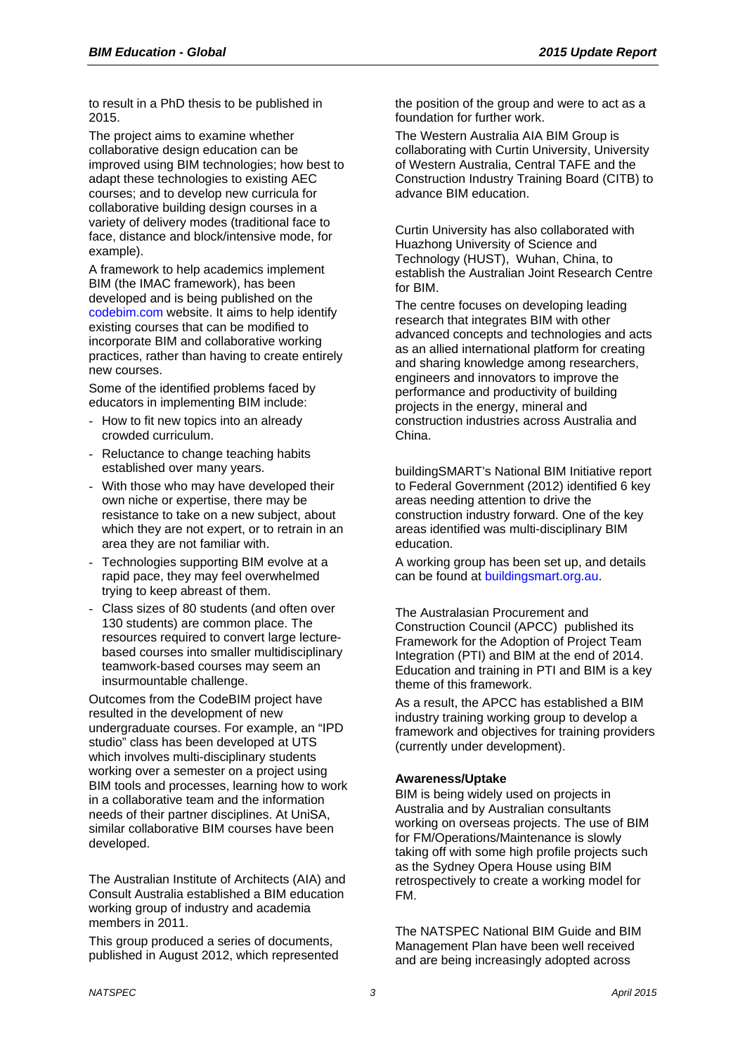to result in a PhD thesis to be published in 2015.

The project aims to examine whether collaborative design education can be improved using BIM technologies; how best to adapt these technologies to existing AEC courses; and to develop new curricula for collaborative building design courses in a variety of delivery modes (traditional face to face, distance and block/intensive mode, for example).

A framework to help academics implement BIM (the IMAC framework), has been developed and is being published on the codebim.com website. It aims to help identify existing courses that can be modified to incorporate BIM and collaborative working practices, rather than having to create entirely new courses.

Some of the identified problems faced by educators in implementing BIM include:

- How to fit new topics into an already crowded curriculum.
- Reluctance to change teaching habits established over many years.
- With those who may have developed their own niche or expertise, there may be resistance to take on a new subject, about which they are not expert, or to retrain in an area they are not familiar with.
- Technologies supporting BIM evolve at a rapid pace, they may feel overwhelmed trying to keep abreast of them.
- Class sizes of 80 students (and often over 130 students) are common place. The resources required to convert large lecture-based courses into smaller multidisciplinary teamwork-based courses may seem an insurmountable challenge.

Outcomes from the CodeBIM project have resulted in the development of new undergraduate courses. For example, an "IPD studio" class has been developed at UTS which involves multi-disciplinary students working over a semester on a project using BIM tools and processes, learning how to work in a collaborative team and the information needs of their partner disciplines. At UniSA, similar collaborative BIM courses have been developed.

The Australian Institute of Architects (AIA) and Consult Australia established a BIM education working group of industry and academia members in 2011.

This group produced a series of documents, published in August 2012, which represented the position of the group and were to act as a foundation for further work.

The Western Australia AIA BIM Group is collaborating with Curtin University, University of Western Australia, Central TAFE and the Construction Industry Training Board (CITB) to advance BIM education.

Curtin University has also collaborated with Huazhong University of Science and Technology (HUST), Wuhan, China, to establish the Australian Joint Research Centre for BIM.

The centre focuses on developing leading research that integrates BIM with other advanced concepts and technologies and acts as an allied international platform for creating and sharing knowledge among researchers, engineers and innovators to improve the performance and productivity of building projects in the energy, mineral and construction industries across Australia and China.

buildingSMART's National BIM Initiative report to Federal Government (2012) identified 6 key areas needing attention to drive the construction industry forward. One of the key areas identified was multi-disciplinary BIM education.

A working group has been set up, and details can be found at buildingsmart.org.au.

The Australasian Procurement and Construction Council (APCC) published its Framework for the Adoption of Project Team Integration (PTI) and BIM at the end of 2014. Education and training in PTI and BIM is a key theme of this framework.

As a result, the APCC has established a BIM industry training working group to develop a framework and objectives for training providers (currently under development).

**Awareness/Uptake**

BIM is being widely used on projects in Australia and by Australian consultants working on overseas projects. The use of BIM for FM/Operations/Maintenance is slowly taking off with some high profile projects such as the Sydney Opera House using BIM retrospectively to create a working model for FM.

The NATSPEC National BIM Guide and BIM Management Plan have been well received and are being increasingly adopted across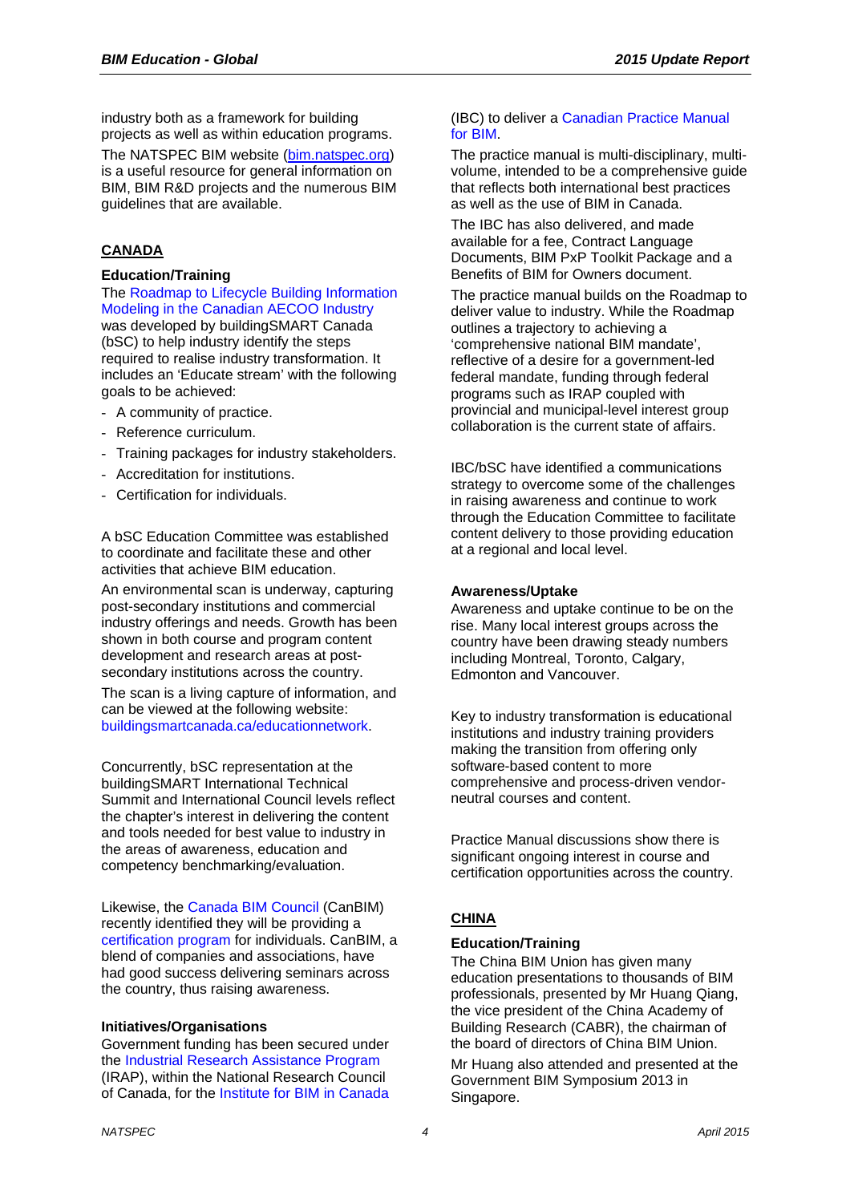industry both as a framework for building projects as well as within education programs.

The NATSPEC BIM website (bim.natspec.org) is a useful resource for general information on BIM, BIM R&D projects and the numerous BIM guidelines that are available.

## CANADA

### Education/Training

The Roadmap to Lifecycle Building Information Modeling in the Canadian AECOO Industry was developed by buildingSMART Canada (bSC) to help industry identify the steps required to realise industry transformation. It includes an 'Educate stream' with the following goals to be achieved:

- A community of practice.
- Reference curriculum.
- Training packages for industry stakeholders.
- Accreditation for institutions.
- Certification for individuals.

A bSC Education Committee was established to coordinate and facilitate these and other activities that achieve BIM education.

An environmental scan is underway, capturing post-secondary institutions and commercial industry offerings and needs. Growth has been shown in both course and program content development and research areas at post-secondary institutions across the country.

The scan is a living capture of information, and can be viewed at the following website: buildingsmartcanada.ca/educationnetwork.

Concurrently, bSC representation at the buildingSMART International Technical Summit and International Council levels reflect the chapter's interest in delivering the content and tools needed for best value to industry in the areas of awareness, education and competency benchmarking/evaluation.

Likewise, the Canada BIM Council (CanBIM) recently identified they will be providing a certification program for individuals. CanBIM, a blend of companies and associations, have had good success delivering seminars across the country, thus raising awareness.

### Initiatives/Organisations

Government funding has been secured under the Industrial Research Assistance Program (IRAP), within the National Research Council of Canada, for the Institute for BIM in Canada (IBC) to deliver a Canadian Practice Manual for BIM.

The practice manual is multi-disciplinary, multi-volume, intended to be a comprehensive guide that reflects both international best practices as well as the use of BIM in Canada.

The IBC has also delivered, and made available for a fee, Contract Language Documents, BIM PxP Toolkit Package and a Benefits of BIM for Owners document.

The practice manual builds on the Roadmap to deliver value to industry. While the Roadmap outlines a trajectory to achieving a 'comprehensive national BIM mandate', reflective of a desire for a government-led federal mandate, funding through federal programs such as IRAP coupled with provincial and municipal-level interest group collaboration is the current state of affairs.

IBC/bSC have identified a communications strategy to overcome some of the challenges in raising awareness and continue to work through the Education Committee to facilitate content delivery to those providing education at a regional and local level.

### Awareness/Uptake

Awareness and uptake continue to be on the rise. Many local interest groups across the country have been drawing steady numbers including Montreal, Toronto, Calgary, Edmonton and Vancouver.

Key to industry transformation is educational institutions and industry training providers making the transition from offering only software-based content to more comprehensive and process-driven vendor-neutral courses and content.

Practice Manual discussions show there is significant ongoing interest in course and certification opportunities across the country.

## CHINA

### Education/Training

The China BIM Union has given many education presentations to thousands of BIM professionals, presented by Mr Huang Qiang, the vice president of the China Academy of Building Research (CABR), the chairman of the board of directors of China BIM Union.

Mr Huang also attended and presented at the Government BIM Symposium 2013 in Singapore.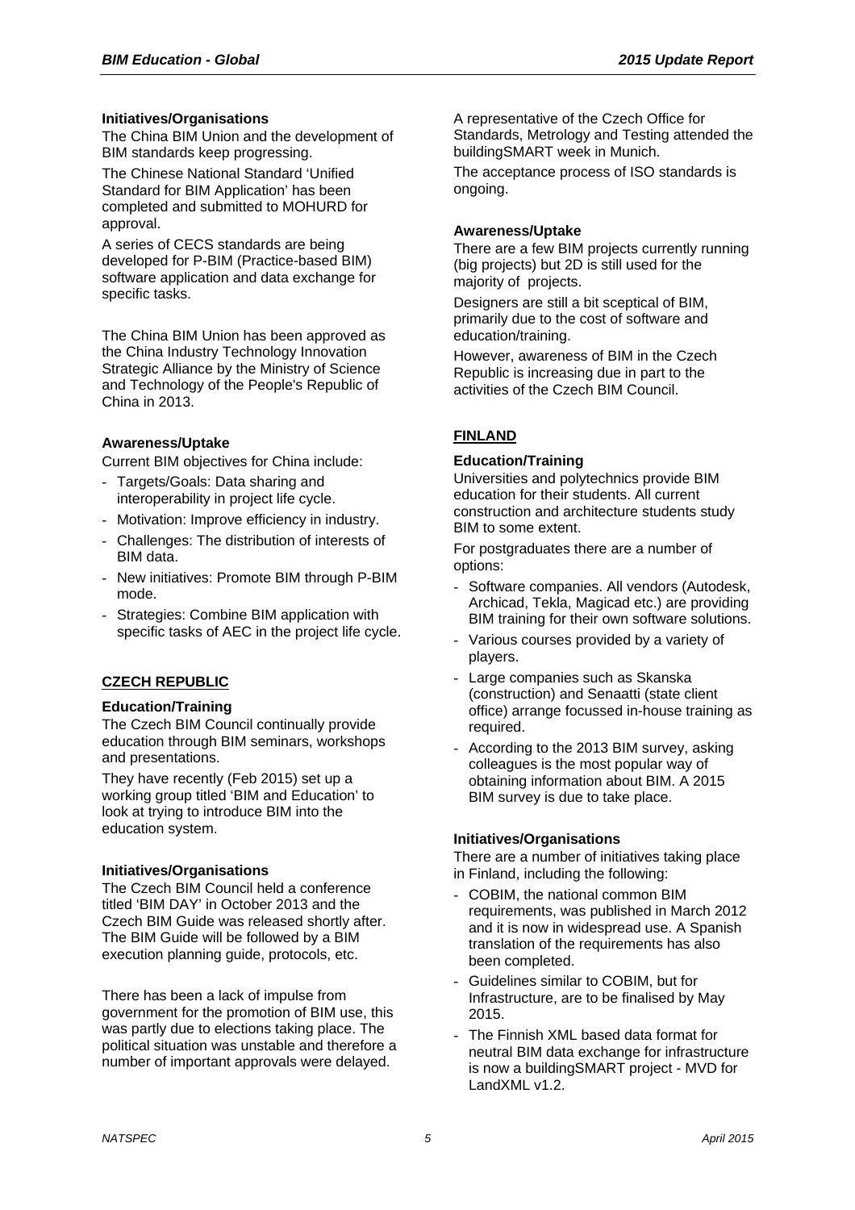### Initiatives/Organisations

The China BIM Union and the development of BIM standards keep progressing.

The Chinese National Standard 'Unified Standard for BIM Application' has been completed and submitted to MOHURD for approval.

A series of CECS standards are being developed for P-BIM (Practice-based BIM) software application and data exchange for specific tasks.

The China BIM Union has been approved as the China Industry Technology Innovation Strategic Alliance by the Ministry of Science and Technology of the People's Republic of China in 2013.

### Awareness/Uptake

Current BIM objectives for China include:

- Targets/Goals: Data sharing and interoperability in project life cycle.
- Motivation: Improve efficiency in industry.
- Challenges: The distribution of interests of BIM data.
- New initiatives: Promote BIM through P-BIM mode.
- Strategies: Combine BIM application with specific tasks of AEC in the project life cycle.

## CZECH REPUBLIC

### Education/Training

The Czech BIM Council continually provide education through BIM seminars, workshops and presentations.

They have recently (Feb 2015) set up a working group titled 'BIM and Education' to look at trying to introduce BIM into the education system.

### Initiatives/Organisations

The Czech BIM Council held a conference titled 'BIM DAY' in October 2013 and the Czech BIM Guide was released shortly after. The BIM Guide will be followed by a BIM execution planning guide, protocols, etc.

There has been a lack of impulse from government for the promotion of BIM use, this was partly due to elections taking place. The political situation was unstable and therefore a number of important approvals were delayed.

A representative of the Czech Office for Standards, Metrology and Testing attended the buildingSMART week in Munich.

The acceptance process of ISO standards is ongoing.

### Awareness/Uptake

There are a few BIM projects currently running (big projects) but 2D is still used for the majority of projects.

Designers are still a bit sceptical of BIM, primarily due to the cost of software and education/training.

However, awareness of BIM in the Czech Republic is increasing due in part to the activities of the Czech BIM Council.

## FINLAND

### Education/Training

Universities and polytechnics provide BIM education for their students. All current construction and architecture students study BIM to some extent.

For postgraduates there are a number of options:

- Software companies. All vendors (Autodesk, Archicad, Tekla, Magicad etc.) are providing BIM training for their own software solutions.
- Various courses provided by a variety of players.
- Large companies such as Skanska (construction) and Senaatti (state client office) arrange focussed in-house training as required.
- According to the 2013 BIM survey, asking colleagues is the most popular way of obtaining information about BIM. A 2015 BIM survey is due to take place.

### Initiatives/Organisations

There are a number of initiatives taking place in Finland, including the following:

- COBIM, the national common BIM requirements, was published in March 2012 and it is now in widespread use. A Spanish translation of the requirements has also been completed.
- Guidelines similar to COBIM, but for Infrastructure, are to be finalised by May 2015.
- The Finnish XML based data format for neutral BIM data exchange for infrastructure is now a buildingSMART project - MVD for LandXML v1.2.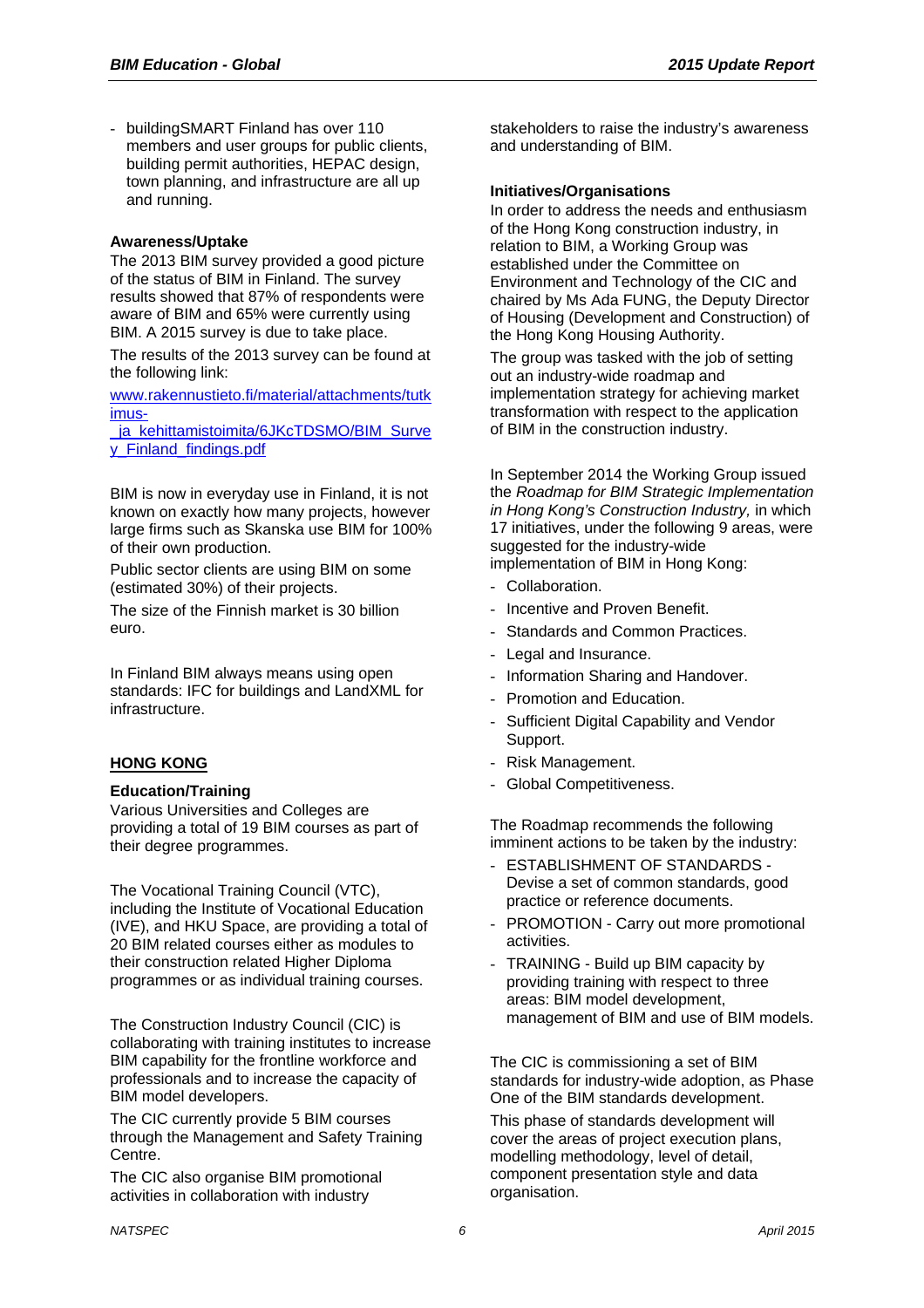- buildingSMART Finland has over 110 members and user groups for public clients, building permit authorities, HEPAC design, town planning, and infrastructure are all up and running.

**Awareness/Uptake**

The 2013 BIM survey provided a good picture of the status of BIM in Finland. The survey results showed that 87% of respondents were aware of BIM and 65% were currently using BIM. A 2015 survey is due to take place.

The results of the 2013 survey can be found at the following link:

[www.rakennustieto.fi/material/attachments/tutkimus-_ja_kehittamistoimita/6JKcTDSMO/BIM_Survey_Finland_findings.pdf](www.rakennustieto.fi/material/attachments/tutkimus-_ja_kehittamistoimita/6JKcTDSMO/BIM_Survey_Finland_findings.pdf)

BIM is now in everyday use in Finland, it is not known on exactly how many projects, however large firms such as Skanska use BIM for 100% of their own production.

Public sector clients are using BIM on some (estimated 30%) of their projects.

The size of the Finnish market is 30 billion euro.

In Finland BIM always means using open standards: IFC for buildings and LandXML for infrastructure.

## HONG KONG

**Education/Training**

Various Universities and Colleges are providing a total of 19 BIM courses as part of their degree programmes.

The Vocational Training Council (VTC), including the Institute of Vocational Education (IVE), and HKU Space, are providing a total of 20 BIM related courses either as modules to their construction related Higher Diploma programmes or as individual training courses.

The Construction Industry Council (CIC) is collaborating with training institutes to increase BIM capability for the frontline workforce and professionals and to increase the capacity of BIM model developers.

The CIC currently provide 5 BIM courses through the Management and Safety Training Centre.

The CIC also organise BIM promotional activities in collaboration with industry stakeholders to raise the industry's awareness and understanding of BIM.

**Initiatives/Organisations**

In order to address the needs and enthusiasm of the Hong Kong construction industry, in relation to BIM, a Working Group was established under the Committee on Environment and Technology of the CIC and chaired by Ms Ada FUNG, the Deputy Director of Housing (Development and Construction) of the Hong Kong Housing Authority.

The group was tasked with the job of setting out an industry-wide roadmap and implementation strategy for achieving market transformation with respect to the application of BIM in the construction industry.

In September 2014 the Working Group issued the *Roadmap for BIM Strategic Implementation in Hong Kong's Construction Industry,* in which 17 initiatives, under the following 9 areas, were suggested for the industry-wide implementation of BIM in Hong Kong:

- Collaboration.
- Incentive and Proven Benefit.
- Standards and Common Practices.
- Legal and Insurance.
- Information Sharing and Handover.
- Promotion and Education.
- Sufficient Digital Capability and Vendor Support.
- Risk Management.
- Global Competitiveness.

The Roadmap recommends the following imminent actions to be taken by the industry:

- ESTABLISHMENT OF STANDARDS - Devise a set of common standards, good practice or reference documents.
- PROMOTION - Carry out more promotional activities.
- TRAINING - Build up BIM capacity by providing training with respect to three areas: BIM model development, management of BIM and use of BIM models.

The CIC is commissioning a set of BIM standards for industry-wide adoption, as Phase One of the BIM standards development.

This phase of standards development will cover the areas of project execution plans, modelling methodology, level of detail, component presentation style and data organisation.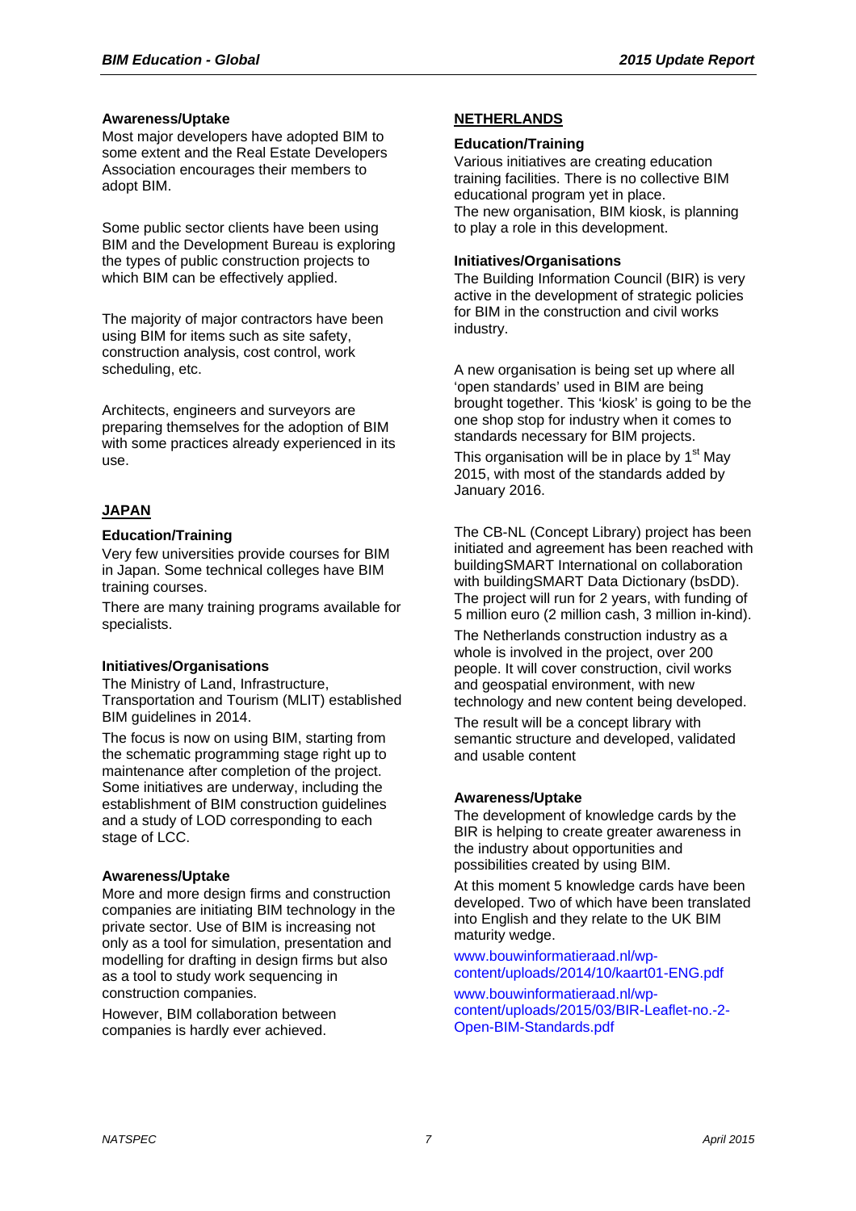#### Awareness/Uptake

Most major developers have adopted BIM to some extent and the Real Estate Developers Association encourages their members to adopt BIM.

Some public sector clients have been using BIM and the Development Bureau is exploring the types of public construction projects to which BIM can be effectively applied.

The majority of major contractors have been using BIM for items such as site safety, construction analysis, cost control, work scheduling, etc.

Architects, engineers and surveyors are preparing themselves for the adoption of BIM with some practices already experienced in its use.

### JAPAN

#### Education/Training

Very few universities provide courses for BIM in Japan. Some technical colleges have BIM training courses.

There are many training programs available for specialists.

#### Initiatives/Organisations

The Ministry of Land, Infrastructure, Transportation and Tourism (MLIT) established BIM guidelines in 2014.

The focus is now on using BIM, starting from the schematic programming stage right up to maintenance after completion of the project. Some initiatives are underway, including the establishment of BIM construction guidelines and a study of LOD corresponding to each stage of LCC.

#### Awareness/Uptake

More and more design firms and construction companies are initiating BIM technology in the private sector. Use of BIM is increasing not only as a tool for simulation, presentation and modelling for drafting in design firms but also as a tool to study work sequencing in construction companies.

However, BIM collaboration between companies is hardly ever achieved.

### NETHERLANDS

#### Education/Training

Various initiatives are creating education training facilities. There is no collective BIM educational program yet in place.

The new organisation, BIM kiosk, is planning to play a role in this development.

#### Initiatives/Organisations

The Building Information Council (BIR) is very active in the development of strategic policies for BIM in the construction and civil works industry.

A new organisation is being set up where all 'open standards' used in BIM are being brought together. This 'kiosk' is going to be the one shop stop for industry when it comes to standards necessary for BIM projects.

This organisation will be in place by 1st May 2015, with most of the standards added by January 2016.

The CB-NL (Concept Library) project has been initiated and agreement has been reached with buildingSMART International on collaboration with buildingSMART Data Dictionary (bsDD). The project will run for 2 years, with funding of 5 million euro (2 million cash, 3 million in-kind).

The Netherlands construction industry as a whole is involved in the project, over 200 people. It will cover construction, civil works and geospatial environment, with new technology and new content being developed.

The result will be a concept library with semantic structure and developed, validated and usable content

#### Awareness/Uptake

The development of knowledge cards by the BIR is helping to create greater awareness in the industry about opportunities and possibilities created by using BIM.

At this moment 5 knowledge cards have been developed. Two of which have been translated into English and they relate to the UK BIM maturity wedge.

www.bouwinformatieraad.nl/wp-content/uploads/2014/10/kaart01-ENG.pdf

www.bouwinformatieraad.nl/wp-content/uploads/2015/03/BIR-Leaflet-no.-2-Open-BIM-Standards.pdf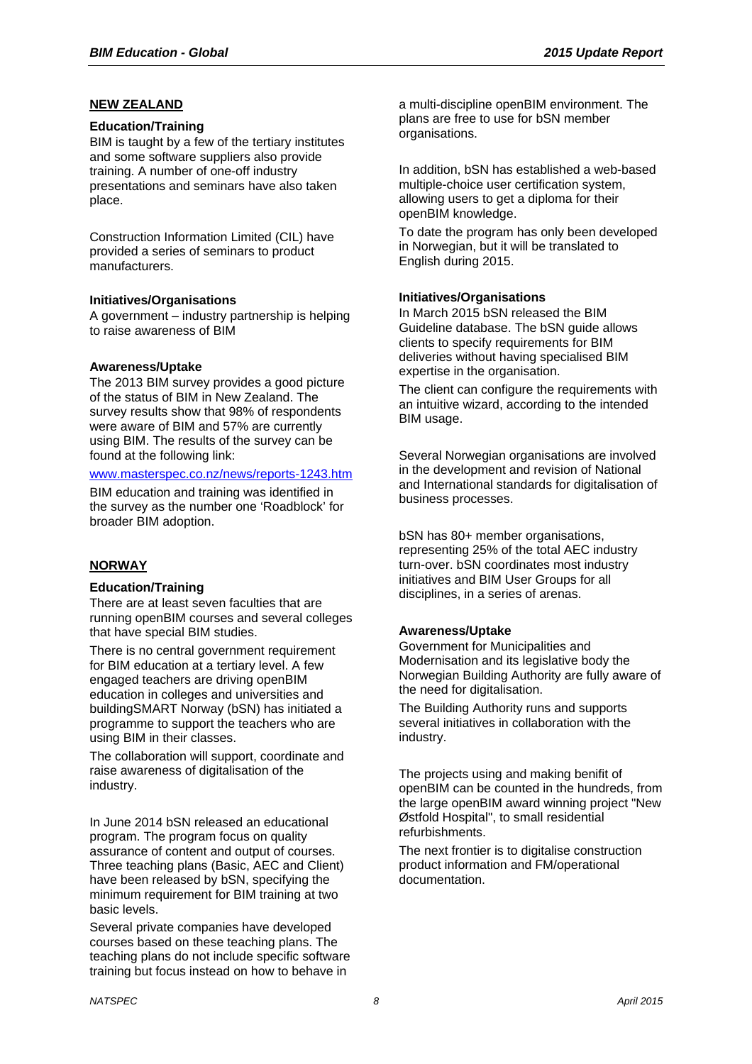## NEW ZEALAND

### Education/Training

BIM is taught by a few of the tertiary institutes and some software suppliers also provide training. A number of one-off industry presentations and seminars have also taken place.

Construction Information Limited (CIL) have provided a series of seminars to product manufacturers.

### Initiatives/Organisations

A government – industry partnership is helping to raise awareness of BIM

### Awareness/Uptake

The 2013 BIM survey provides a good picture of the status of BIM in New Zealand. The survey results show that 98% of respondents were aware of BIM and 57% are currently using BIM. The results of the survey can be found at the following link:

www.masterspec.co.nz/news/reports-1243.htm

BIM education and training was identified in the survey as the number one 'Roadblock' for broader BIM adoption.

## NORWAY

### Education/Training

There are at least seven faculties that are running openBIM courses and several colleges that have special BIM studies.

There is no central government requirement for BIM education at a tertiary level. A few engaged teachers are driving openBIM education in colleges and universities and buildingSMART Norway (bSN) has initiated a programme to support the teachers who are using BIM in their classes.

The collaboration will support, coordinate and raise awareness of digitalisation of the industry.

In June 2014 bSN released an educational program. The program focus on quality assurance of content and output of courses. Three teaching plans (Basic, AEC and Client) have been released by bSN, specifying the minimum requirement for BIM training at two basic levels.

Several private companies have developed courses based on these teaching plans. The teaching plans do not include specific software training but focus instead on how to behave in a multi-discipline openBIM environment. The plans are free to use for bSN member organisations.

In addition, bSN has established a web-based multiple-choice user certification system, allowing users to get a diploma for their openBIM knowledge.

To date the program has only been developed in Norwegian, but it will be translated to English during 2015.

### Initiatives/Organisations

In March 2015 bSN released the BIM Guideline database. The bSN guide allows clients to specify requirements for BIM deliveries without having specialised BIM expertise in the organisation.

The client can configure the requirements with an intuitive wizard, according to the intended BIM usage.

Several Norwegian organisations are involved in the development and revision of National and International standards for digitalisation of business processes.

bSN has 80+ member organisations, representing 25% of the total AEC industry turn-over. bSN coordinates most industry initiatives and BIM User Groups for all disciplines, in a series of arenas.

### Awareness/Uptake

Government for Municipalities and Modernisation and its legislative body the Norwegian Building Authority are fully aware of the need for digitalisation.

The Building Authority runs and supports several initiatives in collaboration with the industry.

The projects using and making benifit of openBIM can be counted in the hundreds, from the large openBIM award winning project "New Østfold Hospital", to small residential refurbishments.

The next frontier is to digitalise construction product information and FM/operational documentation.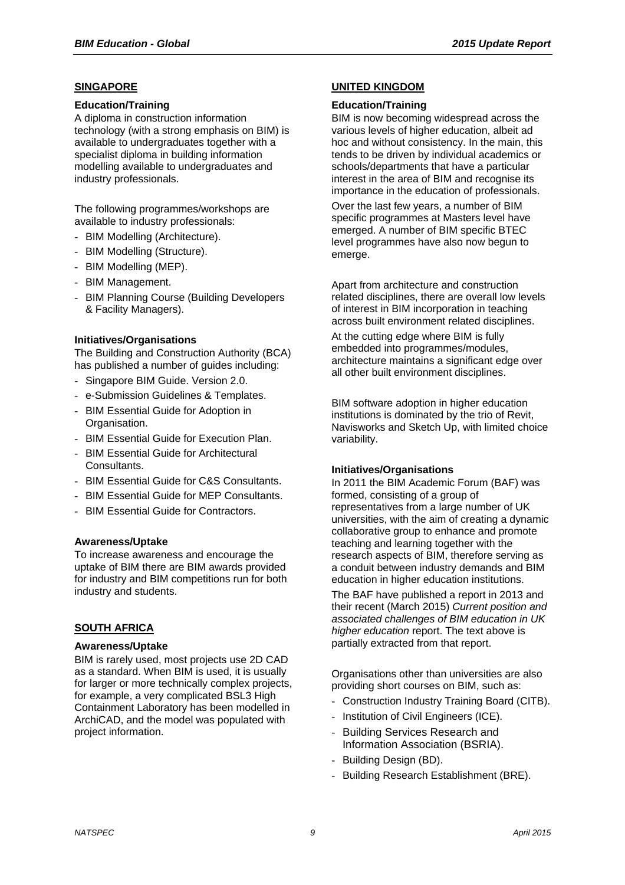## SINGAPORE

### Education/Training

A diploma in construction information technology (with a strong emphasis on BIM) is available to undergraduates together with a specialist diploma in building information modelling available to undergraduates and industry professionals.

The following programmes/workshops are available to industry professionals:

- BIM Modelling (Architecture).
- BIM Modelling (Structure).
- BIM Modelling (MEP).
- BIM Management.
- BIM Planning Course (Building Developers & Facility Managers).

### Initiatives/Organisations

The Building and Construction Authority (BCA) has published a number of guides including:

- Singapore BIM Guide. Version 2.0.
- e-Submission Guidelines & Templates.
- BIM Essential Guide for Adoption in Organisation.
- BIM Essential Guide for Execution Plan.
- BIM Essential Guide for Architectural Consultants.
- BIM Essential Guide for C&S Consultants.
- BIM Essential Guide for MEP Consultants.
- BIM Essential Guide for Contractors.

### Awareness/Uptake

To increase awareness and encourage the uptake of BIM there are BIM awards provided for industry and BIM competitions run for both industry and students.

## SOUTH AFRICA

### Awareness/Uptake

BIM is rarely used, most projects use 2D CAD as a standard. When BIM is used, it is usually for larger or more technically complex projects, for example, a very complicated BSL3 High Containment Laboratory has been modelled in ArchiCAD, and the model was populated with project information.

## UNITED KINGDOM

### Education/Training

BIM is now becoming widespread across the various levels of higher education, albeit ad hoc and without consistency. In the main, this tends to be driven by individual academics or schools/departments that have a particular interest in the area of BIM and recognise its importance in the education of professionals.

Over the last few years, a number of BIM specific programmes at Masters level have emerged. A number of BIM specific BTEC level programmes have also now begun to emerge.

Apart from architecture and construction related disciplines, there are overall low levels of interest in BIM incorporation in teaching across built environment related disciplines.

At the cutting edge where BIM is fully embedded into programmes/modules, architecture maintains a significant edge over all other built environment disciplines.

BIM software adoption in higher education institutions is dominated by the trio of Revit, Navisworks and Sketch Up, with limited choice variability.

### Initiatives/Organisations

In 2011 the BIM Academic Forum (BAF) was formed, consisting of a group of representatives from a large number of UK universities, with the aim of creating a dynamic collaborative group to enhance and promote teaching and learning together with the research aspects of BIM, therefore serving as a conduit between industry demands and BIM education in higher education institutions.

The BAF have published a report in 2013 and their recent (March 2015) *Current position and associated challenges of BIM education in UK higher education* report. The text above is partially extracted from that report.

Organisations other than universities are also providing short courses on BIM, such as:

- Construction Industry Training Board (CITB).
- Institution of Civil Engineers (ICE).
- Building Services Research and Information Association (BSRIA).
- Building Design (BD).
- Building Research Establishment (BRE).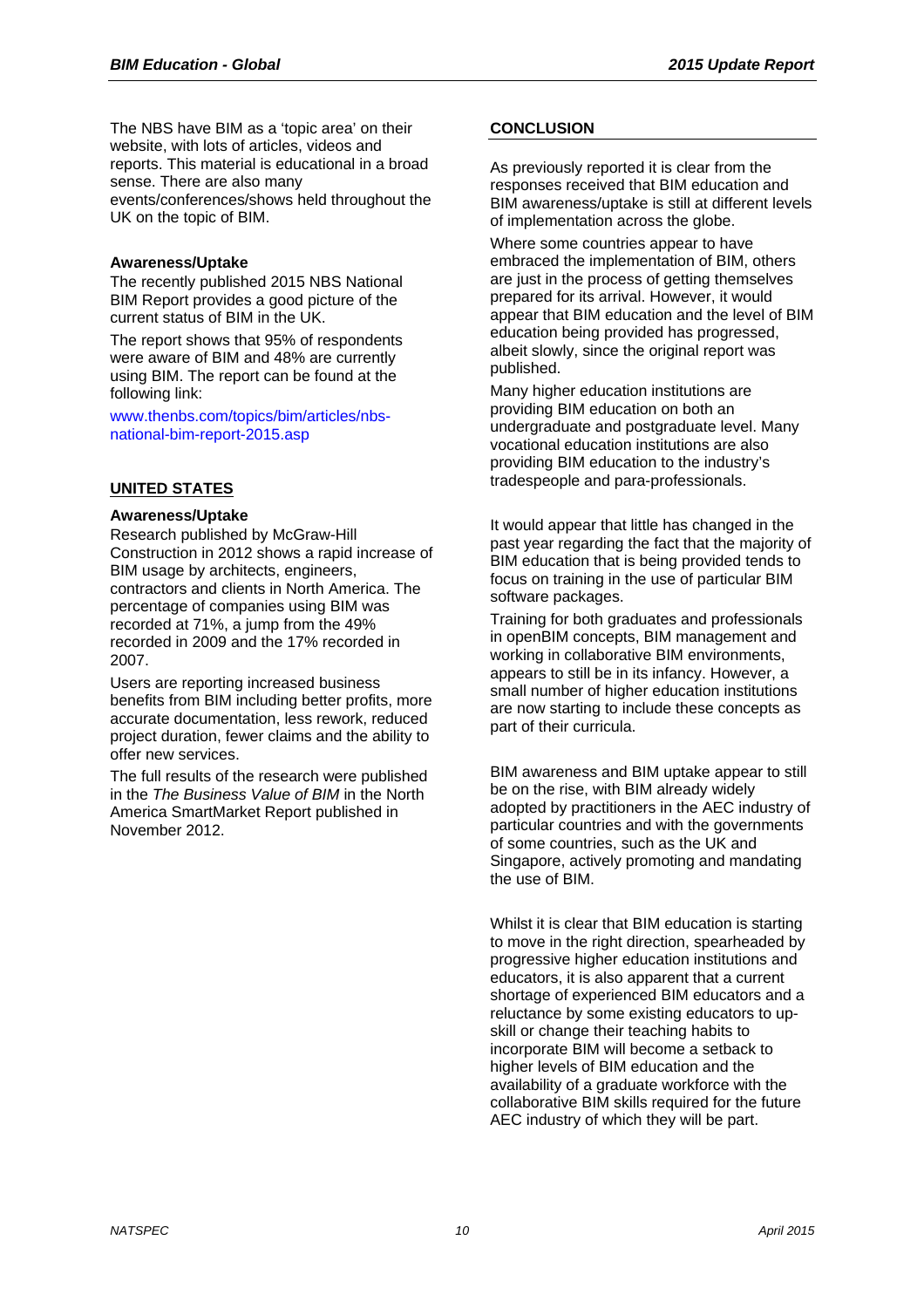The NBS have BIM as a 'topic area' on their website, with lots of articles, videos and reports. This material is educational in a broad sense. There are also many events/conferences/shows held throughout the UK on the topic of BIM.

**Awareness/Uptake**

The recently published 2015 NBS National BIM Report provides a good picture of the current status of BIM in the UK.

The report shows that 95% of respondents were aware of BIM and 48% are currently using BIM. The report can be found at the following link:

www.thenbs.com/topics/bim/articles/nbs-national-bim-report-2015.asp

## UNITED STATES

**Awareness/Uptake**

Research published by McGraw-Hill Construction in 2012 shows a rapid increase of BIM usage by architects, engineers, contractors and clients in North America. The percentage of companies using BIM was recorded at 71%, a jump from the 49% recorded in 2009 and the 17% recorded in 2007.

Users are reporting increased business benefits from BIM including better profits, more accurate documentation, less rework, reduced project duration, fewer claims and the ability to offer new services.

The full results of the research were published in the *The Business Value of BIM* in the North America SmartMarket Report published in November 2012.

## CONCLUSION

As previously reported it is clear from the responses received that BIM education and BIM awareness/uptake is still at different levels of implementation across the globe.

Where some countries appear to have embraced the implementation of BIM, others are just in the process of getting themselves prepared for its arrival. However, it would appear that BIM education and the level of BIM education being provided has progressed, albeit slowly, since the original report was published.

Many higher education institutions are providing BIM education on both an undergraduate and postgraduate level. Many vocational education institutions are also providing BIM education to the industry's tradespeople and para-professionals.

It would appear that little has changed in the past year regarding the fact that the majority of BIM education that is being provided tends to focus on training in the use of particular BIM software packages.

Training for both graduates and professionals in openBIM concepts, BIM management and working in collaborative BIM environments, appears to still be in its infancy. However, a small number of higher education institutions are now starting to include these concepts as part of their curricula.

BIM awareness and BIM uptake appear to still be on the rise, with BIM already widely adopted by practitioners in the AEC industry of particular countries and with the governments of some countries, such as the UK and Singapore, actively promoting and mandating the use of BIM.

Whilst it is clear that BIM education is starting to move in the right direction, spearheaded by progressive higher education institutions and educators, it is also apparent that a current shortage of experienced BIM educators and a reluctance by some existing educators to up-skill or change their teaching habits to incorporate BIM will become a setback to higher levels of BIM education and the availability of a graduate workforce with the collaborative BIM skills required for the future AEC industry of which they will be part.